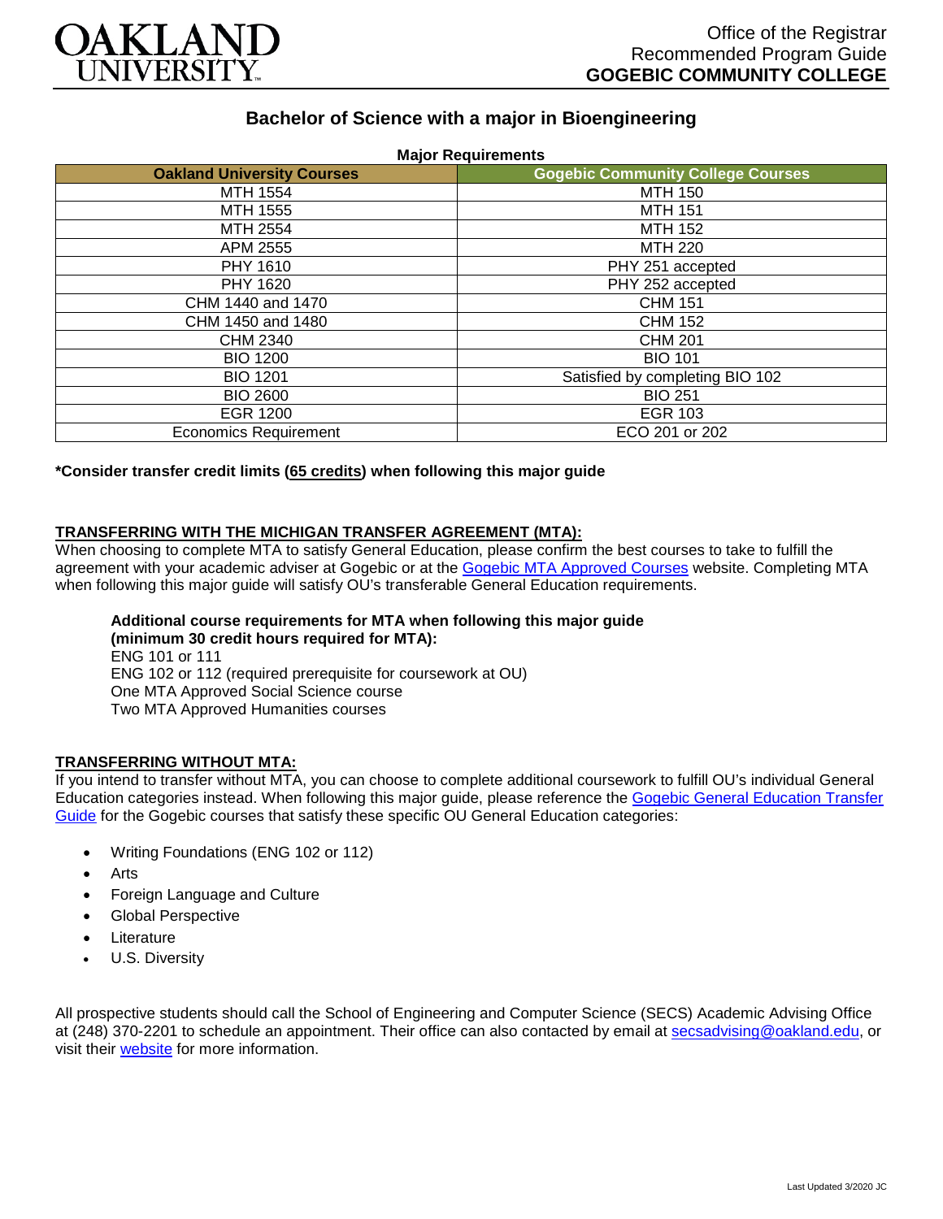OAKLAND UNIVERSITY

Office of the Registrar
Recommended Program Guide
**GOGEBIC COMMUNITY COLLEGE**

# Bachelor of Science with a major in Bioengineering

**Major Requirements**

| Oakland University Courses | Gogebic Community College Courses |
|---|---|
| MTH 1554 | MTH 150 |
| MTH 1555 | MTH 151 |
| MTH 2554 | MTH 152 |
| APM 2555 | MTH 220 |
| PHY 1610 | PHY 251 accepted |
| PHY 1620 | PHY 252 accepted |
| CHM 1440 and 1470 | CHM 151 |
| CHM 1450 and 1480 | CHM 152 |
| CHM 2340 | CHM 201 |
| BIO 1200 | BIO 101 |
| BIO 1201 | Satisfied by completing BIO 102 |
| BIO 2600 | BIO 251 |
| EGR 1200 | EGR 103 |
| Economics Requirement | ECO 201 or 202 |

**\*Consider transfer credit limits (65 credits) when following this major guide**

## TRANSFERRING WITH THE MICHIGAN TRANSFER AGREEMENT (MTA):

When choosing to complete MTA to satisfy General Education, please confirm the best courses to take to fulfill the agreement with your academic adviser at Gogebic or at the Gogebic MTA Approved Courses website. Completing MTA when following this major guide will satisfy OU's transferable General Education requirements.

**Additional course requirements for MTA when following this major guide (minimum 30 credit hours required for MTA):**
ENG 101 or 111
ENG 102 or 112 (required prerequisite for coursework at OU)
One MTA Approved Social Science course
Two MTA Approved Humanities courses

## TRANSFERRING WITHOUT MTA:

If you intend to transfer without MTA, you can choose to complete additional coursework to fulfill OU's individual General Education categories instead. When following this major guide, please reference the Gogebic General Education Transfer Guide for the Gogebic courses that satisfy these specific OU General Education categories:

- Writing Foundations (ENG 102 or 112)
- Arts
- Foreign Language and Culture
- Global Perspective
- Literature
- U.S. Diversity

All prospective students should call the School of Engineering and Computer Science (SECS) Academic Advising Office at (248) 370-2201 to schedule an appointment. Their office can also contacted by email at secsadvising@oakland.edu, or visit their website for more information.

Last Updated 3/2020 JC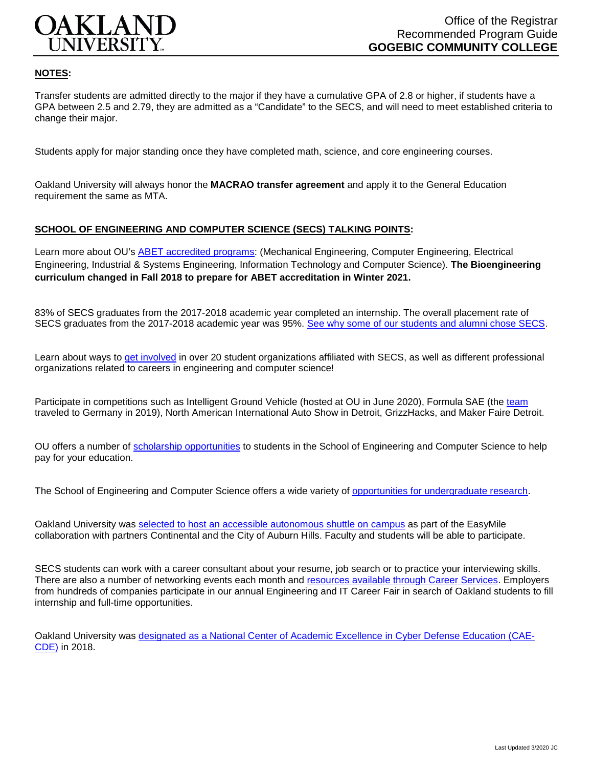**NOTES:**

Transfer students are admitted directly to the major if they have a cumulative GPA of 2.8 or higher, if students have a GPA between 2.5 and 2.79, they are admitted as a "Candidate" to the SECS, and will need to meet established criteria to change their major.

Students apply for major standing once they have completed math, science, and core engineering courses.

Oakland University will always honor the **MACRAO transfer agreement** and apply it to the General Education requirement the same as MTA.

**SCHOOL OF ENGINEERING AND COMPUTER SCIENCE (SECS) TALKING POINTS:**

Learn more about OU's ABET accredited programs: (Mechanical Engineering, Computer Engineering, Electrical Engineering, Industrial & Systems Engineering, Information Technology and Computer Science). **The Bioengineering curriculum changed in Fall 2018 to prepare for ABET accreditation in Winter 2021.**

83% of SECS graduates from the 2017-2018 academic year completed an internship. The overall placement rate of SECS graduates from the 2017-2018 academic year was 95%. See why some of our students and alumni chose SECS.

Learn about ways to get involved in over 20 student organizations affiliated with SECS, as well as different professional organizations related to careers in engineering and computer science!

Participate in competitions such as Intelligent Ground Vehicle (hosted at OU in June 2020), Formula SAE (the team traveled to Germany in 2019), North American International Auto Show in Detroit, GrizzHacks, and Maker Faire Detroit.

OU offers a number of scholarship opportunities to students in the School of Engineering and Computer Science to help pay for your education.

The School of Engineering and Computer Science offers a wide variety of opportunities for undergraduate research.

Oakland University was selected to host an accessible autonomous shuttle on campus as part of the EasyMile collaboration with partners Continental and the City of Auburn Hills. Faculty and students will be able to participate.

SECS students can work with a career consultant about your resume, job search or to practice your interviewing skills. There are also a number of networking events each month and resources available through Career Services. Employers from hundreds of companies participate in our annual Engineering and IT Career Fair in search of Oakland students to fill internship and full-time opportunities.

Oakland University was designated as a National Center of Academic Excellence in Cyber Defense Education (CAE-CDE) in 2018.

Last Updated 3/2020 JC